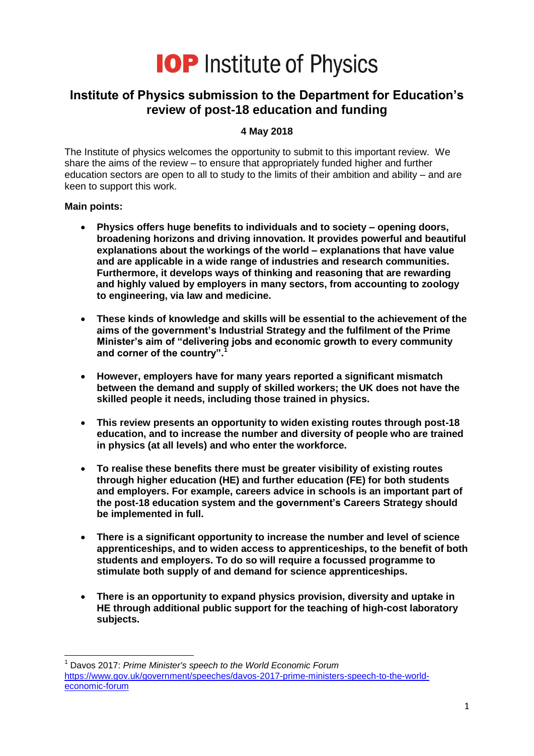# IOP Institute of Physics

## Institute of Physics submission to the Department for Education's review of post-18 education and funding

**4 May 2018**

The Institute of physics welcomes the opportunity to submit to this important review. We share the aims of the review – to ensure that appropriately funded higher and further education sectors are open to all to study to the limits of their ambition and ability – and are keen to support this work.

**Main points:**

- **Physics offers huge benefits to individuals and to society – opening doors, broadening horizons and driving innovation. It provides powerful and beautiful explanations about the workings of the world – explanations that have value and are applicable in a wide range of industries and research communities. Furthermore, it develops ways of thinking and reasoning that are rewarding and highly valued by employers in many sectors, from accounting to zoology to engineering, via law and medicine.**

- **These kinds of knowledge and skills will be essential to the achievement of the aims of the government's Industrial Strategy and the fulfilment of the Prime Minister's aim of "delivering jobs and economic growth to every community and corner of the country".[1]**

- **However, employers have for many years reported a significant mismatch between the demand and supply of skilled workers; the UK does not have the skilled people it needs, including those trained in physics.**

- **This review presents an opportunity to widen existing routes through post-18 education, and to increase the number and diversity of people who are trained in physics (at all levels) and who enter the workforce.**

- **To realise these benefits there must be greater visibility of existing routes through higher education (HE) and further education (FE) for both students and employers. For example, careers advice in schools is an important part of the post-18 education system and the government's Careers Strategy should be implemented in full.**

- **There is a significant opportunity to increase the number and level of science apprenticeships, and to widen access to apprenticeships, to the benefit of both students and employers. To do so will require a focussed programme to stimulate both supply of and demand for science apprenticeships.**

- **There is an opportunity to expand physics provision, diversity and uptake in HE through additional public support for the teaching of high-cost laboratory subjects.**

---

[1] Davos 2017: *Prime Minister's speech to the World Economic Forum* https://www.gov.uk/government/speeches/davos-2017-prime-ministers-speech-to-the-world-economic-forum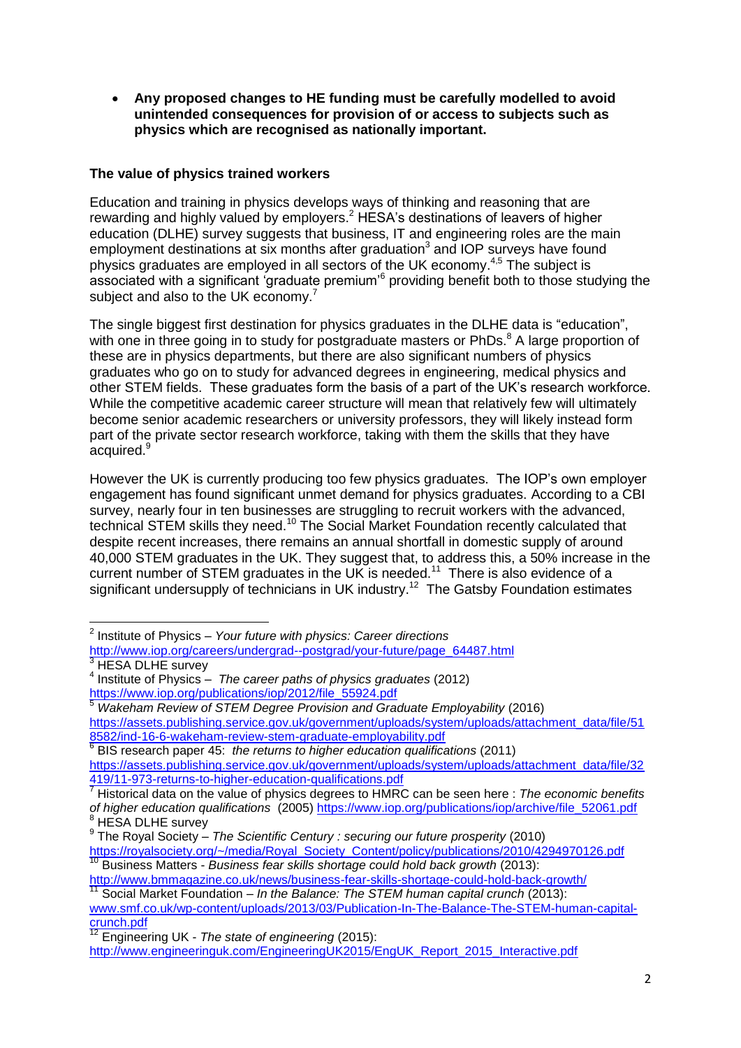- **Any proposed changes to HE funding must be carefully modelled to avoid unintended consequences for provision of or access to subjects such as physics which are recognised as nationally important.**

**The value of physics trained workers**

Education and training in physics develops ways of thinking and reasoning that are rewarding and highly valued by employers.[2] HESA's destinations of leavers of higher education (DLHE) survey suggests that business, IT and engineering roles are the main employment destinations at six months after graduation[3] and IOP surveys have found physics graduates are employed in all sectors of the UK economy.[4,5] The subject is associated with a significant 'graduate premium'[6] providing benefit both to those studying the subject and also to the UK economy.[7]

The single biggest first destination for physics graduates in the DLHE data is "education", with one in three going in to study for postgraduate masters or PhDs.[8] A large proportion of these are in physics departments, but there are also significant numbers of physics graduates who go on to study for advanced degrees in engineering, medical physics and other STEM fields. These graduates form the basis of a part of the UK's research workforce. While the competitive academic career structure will mean that relatively few will ultimately become senior academic researchers or university professors, they will likely instead form part of the private sector research workforce, taking with them the skills that they have acquired.[9]

However the UK is currently producing too few physics graduates. The IOP's own employer engagement has found significant unmet demand for physics graduates. According to a CBI survey, nearly four in ten businesses are struggling to recruit workers with the advanced, technical STEM skills they need.[10] The Social Market Foundation recently calculated that despite recent increases, there remains an annual shortfall in domestic supply of around 40,000 STEM graduates in the UK. They suggest that, to address this, a 50% increase in the current number of STEM graduates in the UK is needed.[11] There is also evidence of a significant undersupply of technicians in UK industry.[12] The Gatsby Foundation estimates

---

[2] Institute of Physics – *Your future with physics: Career directions* http://www.iop.org/careers/undergrad--postgrad/your-future/page_64487.html

[3] HESA DLHE survey

[4] Institute of Physics – *The career paths of physics graduates* (2012) https://www.iop.org/publications/iop/2012/file_55924.pdf

[5] *Wakeham Review of STEM Degree Provision and Graduate Employability* (2016) https://assets.publishing.service.gov.uk/government/uploads/system/uploads/attachment_data/file/518582/ind-16-6-wakeham-review-stem-graduate-employability.pdf

[6] BIS research paper 45: *the returns to higher education qualifications* (2011) https://assets.publishing.service.gov.uk/government/uploads/system/uploads/attachment_data/file/32419/11-973-returns-to-higher-education-qualifications.pdf

[7] Historical data on the value of physics degrees to HMRC can be seen here : *The economic benefits of higher education qualifications* (2005) https://www.iop.org/publications/iop/archive/file_52061.pdf

[8] HESA DLHE survey

[9] The Royal Society – *The Scientific Century : securing our future prosperity* (2010) https://royalsociety.org/~/media/Royal_Society_Content/policy/publications/2010/4294970126.pdf

[10] Business Matters - *Business fear skills shortage could hold back growth* (2013): http://www.bmmagazine.co.uk/news/business-fear-skills-shortage-could-hold-back-growth/

[11] Social Market Foundation – *In the Balance: The STEM human capital crunch* (2013): www.smf.co.uk/wp-content/uploads/2013/03/Publication-In-The-Balance-The-STEM-human-capital-crunch.pdf

[12] Engineering UK - *The state of engineering* (2015): http://www.engineeringuk.com/EngineeringUK2015/EngUK_Report_2015_Interactive.pdf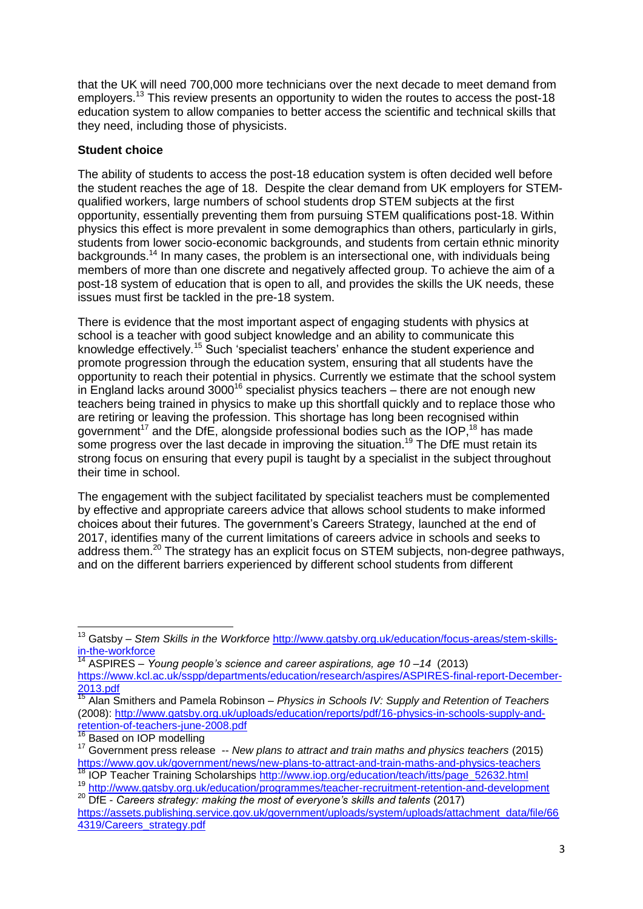that the UK will need 700,000 more technicians over the next decade to meet demand from employers.[13] This review presents an opportunity to widen the routes to access the post-18 education system to allow companies to better access the scientific and technical skills that they need, including those of physicists.

**Student choice**

The ability of students to access the post-18 education system is often decided well before the student reaches the age of 18. Despite the clear demand from UK employers for STEM-qualified workers, large numbers of school students drop STEM subjects at the first opportunity, essentially preventing them from pursuing STEM qualifications post-18. Within physics this effect is more prevalent in some demographics than others, particularly in girls, students from lower socio-economic backgrounds, and students from certain ethnic minority backgrounds.[14] In many cases, the problem is an intersectional one, with individuals being members of more than one discrete and negatively affected group. To achieve the aim of a post-18 system of education that is open to all, and provides the skills the UK needs, these issues must first be tackled in the pre-18 system.

There is evidence that the most important aspect of engaging students with physics at school is a teacher with good subject knowledge and an ability to communicate this knowledge effectively.[15] Such 'specialist teachers' enhance the student experience and promote progression through the education system, ensuring that all students have the opportunity to reach their potential in physics. Currently we estimate that the school system in England lacks around 3000[16] specialist physics teachers – there are not enough new teachers being trained in physics to make up this shortfall quickly and to replace those who are retiring or leaving the profession. This shortage has long been recognised within government[17] and the DfE, alongside professional bodies such as the IOP,[18] has made some progress over the last decade in improving the situation.[19] The DfE must retain its strong focus on ensuring that every pupil is taught by a specialist in the subject throughout their time in school.

The engagement with the subject facilitated by specialist teachers must be complemented by effective and appropriate careers advice that allows school students to make informed choices about their futures. The government's Careers Strategy, launched at the end of 2017, identifies many of the current limitations of careers advice in schools and seeks to address them.[20] The strategy has an explicit focus on STEM subjects, non-degree pathways, and on the different barriers experienced by different school students from different

---

[13] Gatsby – *Stem Skills in the Workforce* http://www.gatsby.org.uk/education/focus-areas/stem-skills-in-the-workforce

[14] ASPIRES – *Young people's science and career aspirations, age 10 –14* (2013) https://www.kcl.ac.uk/sspp/departments/education/research/aspires/ASPIRES-final-report-December-2013.pdf

[15] Alan Smithers and Pamela Robinson – *Physics in Schools IV: Supply and Retention of Teachers* (2008): http://www.gatsby.org.uk/uploads/education/reports/pdf/16-physics-in-schools-supply-and-retention-of-teachers-june-2008.pdf

[16] Based on IOP modelling

[17] Government press release -- *New plans to attract and train maths and physics teachers* (2015) https://www.gov.uk/government/news/new-plans-to-attract-and-train-maths-and-physics-teachers

[18] IOP Teacher Training Scholarships http://www.iop.org/education/teach/itts/page_52632.html

[19] http://www.gatsby.org.uk/education/programmes/teacher-recruitment-retention-and-development

[20] DfE - *Careers strategy: making the most of everyone's skills and talents* (2017) https://assets.publishing.service.gov.uk/government/uploads/system/uploads/attachment_data/file/664319/Careers_strategy.pdf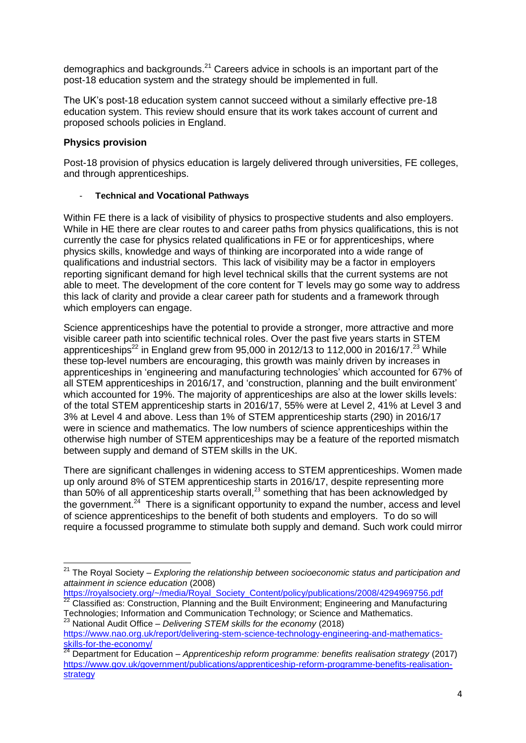demographics and backgrounds.[21] Careers advice in schools is an important part of the post-18 education system and the strategy should be implemented in full.

The UK's post-18 education system cannot succeed without a similarly effective pre-18 education system. This review should ensure that its work takes account of current and proposed schools policies in England.

### Physics provision

Post-18 provision of physics education is largely delivered through universities, FE colleges, and through apprenticeships.

- **Technical and Vocational Pathways**

Within FE there is a lack of visibility of physics to prospective students and also employers. While in HE there are clear routes to and career paths from physics qualifications, this is not currently the case for physics related qualifications in FE or for apprenticeships, where physics skills, knowledge and ways of thinking are incorporated into a wide range of qualifications and industrial sectors. This lack of visibility may be a factor in employers reporting significant demand for high level technical skills that the current systems are not able to meet. The development of the core content for T levels may go some way to address this lack of clarity and provide a clear career path for students and a framework through which employers can engage.

Science apprenticeships have the potential to provide a stronger, more attractive and more visible career path into scientific technical roles. Over the past five years starts in STEM apprenticeships[22] in England grew from 95,000 in 2012/13 to 112,000 in 2016/17.[23] While these top-level numbers are encouraging, this growth was mainly driven by increases in apprenticeships in 'engineering and manufacturing technologies' which accounted for 67% of all STEM apprenticeships in 2016/17, and 'construction, planning and the built environment' which accounted for 19%. The majority of apprenticeships are also at the lower skills levels: of the total STEM apprenticeship starts in 2016/17, 55% were at Level 2, 41% at Level 3 and 3% at Level 4 and above. Less than 1% of STEM apprenticeship starts (290) in 2016/17 were in science and mathematics. The low numbers of science apprenticeships within the otherwise high number of STEM apprenticeships may be a feature of the reported mismatch between supply and demand of STEM skills in the UK.

There are significant challenges in widening access to STEM apprenticeships. Women made up only around 8% of STEM apprenticeship starts in 2016/17, despite representing more than 50% of all apprenticeship starts overall,[23] something that has been acknowledged by the government.[24] There is a significant opportunity to expand the number, access and level of science apprenticeships to the benefit of both students and employers. To do so will require a focussed programme to stimulate both supply and demand. Such work could mirror

---

[21] The Royal Society – *Exploring the relationship between socioeconomic status and participation and attainment in science education* (2008) https://royalsociety.org/~/media/Royal_Society_Content/policy/publications/2008/4294969756.pdf

[22] Classified as: Construction, Planning and the Built Environment; Engineering and Manufacturing Technologies; Information and Communication Technology; or Science and Mathematics.

[23] National Audit Office – *Delivering STEM skills for the economy* (2018) https://www.nao.org.uk/report/delivering-stem-science-technology-engineering-and-mathematics-skills-for-the-economy/

[24] Department for Education – *Apprenticeship reform programme: benefits realisation strategy* (2017) https://www.gov.uk/government/publications/apprenticeship-reform-programme-benefits-realisation-strategy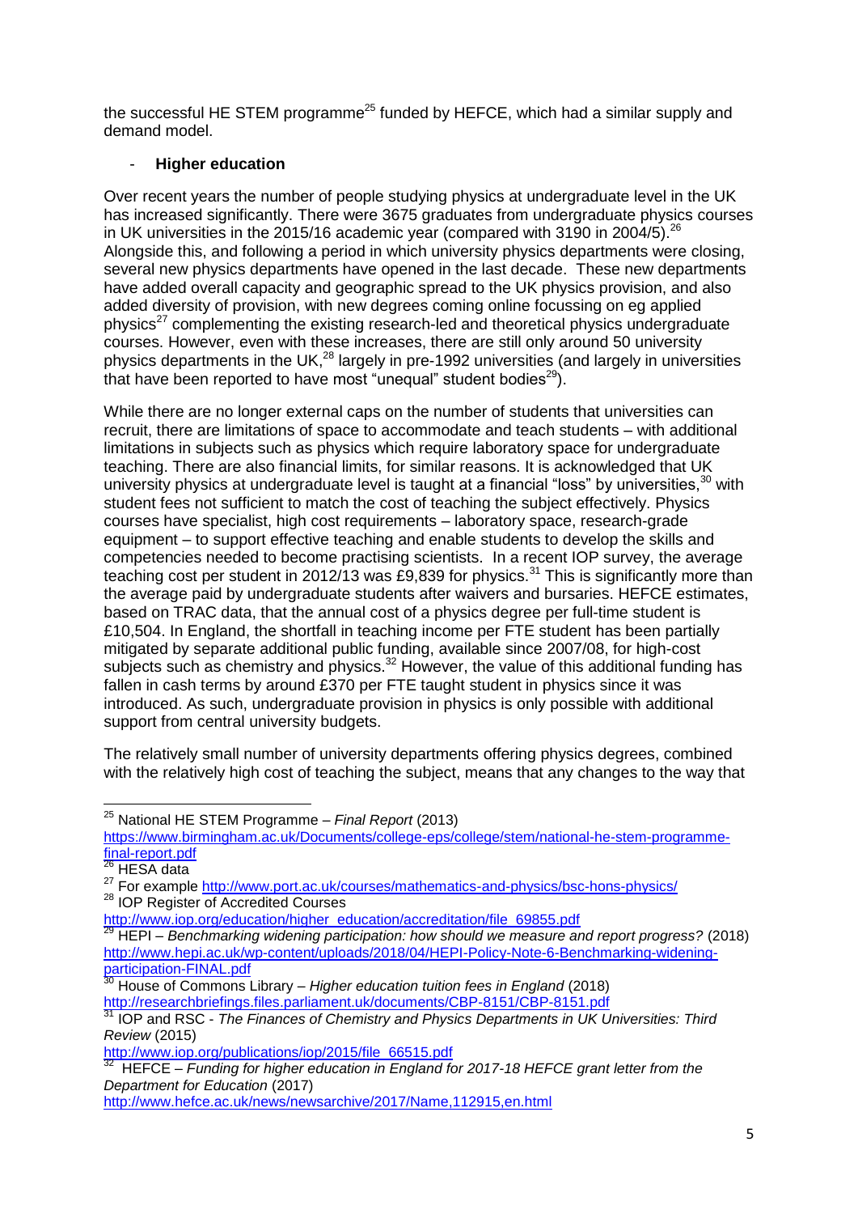the successful HE STEM programme[25] funded by HEFCE, which had a similar supply and demand model.

- **Higher education**

Over recent years the number of people studying physics at undergraduate level in the UK has increased significantly. There were 3675 graduates from undergraduate physics courses in UK universities in the 2015/16 academic year (compared with 3190 in 2004/5).[26] Alongside this, and following a period in which university physics departments were closing, several new physics departments have opened in the last decade. These new departments have added overall capacity and geographic spread to the UK physics provision, and also added diversity of provision, with new degrees coming online focussing on eg applied physics[27] complementing the existing research-led and theoretical physics undergraduate courses. However, even with these increases, there are still only around 50 university physics departments in the UK,[28] largely in pre-1992 universities (and largely in universities that have been reported to have most "unequal" student bodies[29]).

While there are no longer external caps on the number of students that universities can recruit, there are limitations of space to accommodate and teach students – with additional limitations in subjects such as physics which require laboratory space for undergraduate teaching. There are also financial limits, for similar reasons. It is acknowledged that UK university physics at undergraduate level is taught at a financial "loss" by universities,[30] with student fees not sufficient to match the cost of teaching the subject effectively. Physics courses have specialist, high cost requirements – laboratory space, research-grade equipment – to support effective teaching and enable students to develop the skills and competencies needed to become practising scientists. In a recent IOP survey, the average teaching cost per student in 2012/13 was £9,839 for physics.[31] This is significantly more than the average paid by undergraduate students after waivers and bursaries. HEFCE estimates, based on TRAC data, that the annual cost of a physics degree per full-time student is £10,504. In England, the shortfall in teaching income per FTE student has been partially mitigated by separate additional public funding, available since 2007/08, for high-cost subjects such as chemistry and physics.[32] However, the value of this additional funding has fallen in cash terms by around £370 per FTE taught student in physics since it was introduced. As such, undergraduate provision in physics is only possible with additional support from central university budgets.

The relatively small number of university departments offering physics degrees, combined with the relatively high cost of teaching the subject, means that any changes to the way that

---

[25] National HE STEM Programme – *Final Report* (2013) https://www.birmingham.ac.uk/Documents/college-eps/college/stem/national-he-stem-programme-final-report.pdf

[26] HESA data

[27] For example http://www.port.ac.uk/courses/mathematics-and-physics/bsc-hons-physics/

[28] IOP Register of Accredited Courses http://www.iop.org/education/higher_education/accreditation/file_69855.pdf

[29] HEPI – *Benchmarking widening participation: how should we measure and report progress?* (2018) http://www.hepi.ac.uk/wp-content/uploads/2018/04/HEPI-Policy-Note-6-Benchmarking-widening-participation-FINAL.pdf

[30] House of Commons Library – *Higher education tuition fees in England* (2018) http://researchbriefings.files.parliament.uk/documents/CBP-8151/CBP-8151.pdf

[31] IOP and RSC - *The Finances of Chemistry and Physics Departments in UK Universities: Third Review* (2015) http://www.iop.org/publications/iop/2015/file_66515.pdf

[32] HEFCE – *Funding for higher education in England for 2017-18 HEFCE grant letter from the Department for Education* (2017) http://www.hefce.ac.uk/news/newsarchive/2017/Name,112915,en.html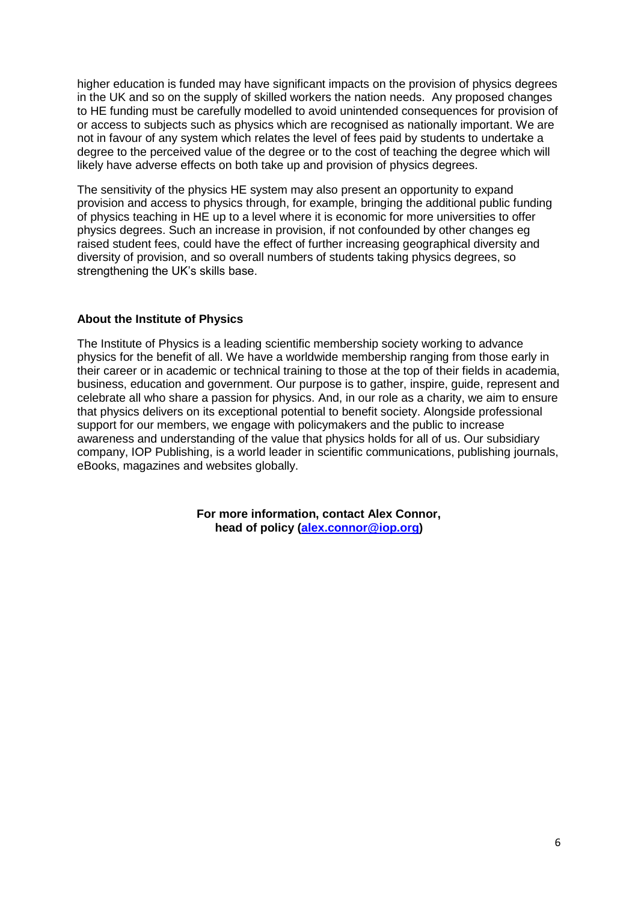higher education is funded may have significant impacts on the provision of physics degrees in the UK and so on the supply of skilled workers the nation needs. Any proposed changes to HE funding must be carefully modelled to avoid unintended consequences for provision of or access to subjects such as physics which are recognised as nationally important. We are not in favour of any system which relates the level of fees paid by students to undertake a degree to the perceived value of the degree or to the cost of teaching the degree which will likely have adverse effects on both take up and provision of physics degrees.

The sensitivity of the physics HE system may also present an opportunity to expand provision and access to physics through, for example, bringing the additional public funding of physics teaching in HE up to a level where it is economic for more universities to offer physics degrees. Such an increase in provision, if not confounded by other changes eg raised student fees, could have the effect of further increasing geographical diversity and diversity of provision, and so overall numbers of students taking physics degrees, so strengthening the UK's skills base.

**About the Institute of Physics**

The Institute of Physics is a leading scientific membership society working to advance physics for the benefit of all. We have a worldwide membership ranging from those early in their career or in academic or technical training to those at the top of their fields in academia, business, education and government. Our purpose is to gather, inspire, guide, represent and celebrate all who share a passion for physics. And, in our role as a charity, we aim to ensure that physics delivers on its exceptional potential to benefit society. Alongside professional support for our members, we engage with policymakers and the public to increase awareness and understanding of the value that physics holds for all of us. Our subsidiary company, IOP Publishing, is a world leader in scientific communications, publishing journals, eBooks, magazines and websites globally.

**For more information, contact Alex Connor, head of policy ([alex.connor@iop.org](mailto:alex.connor@iop.org))**